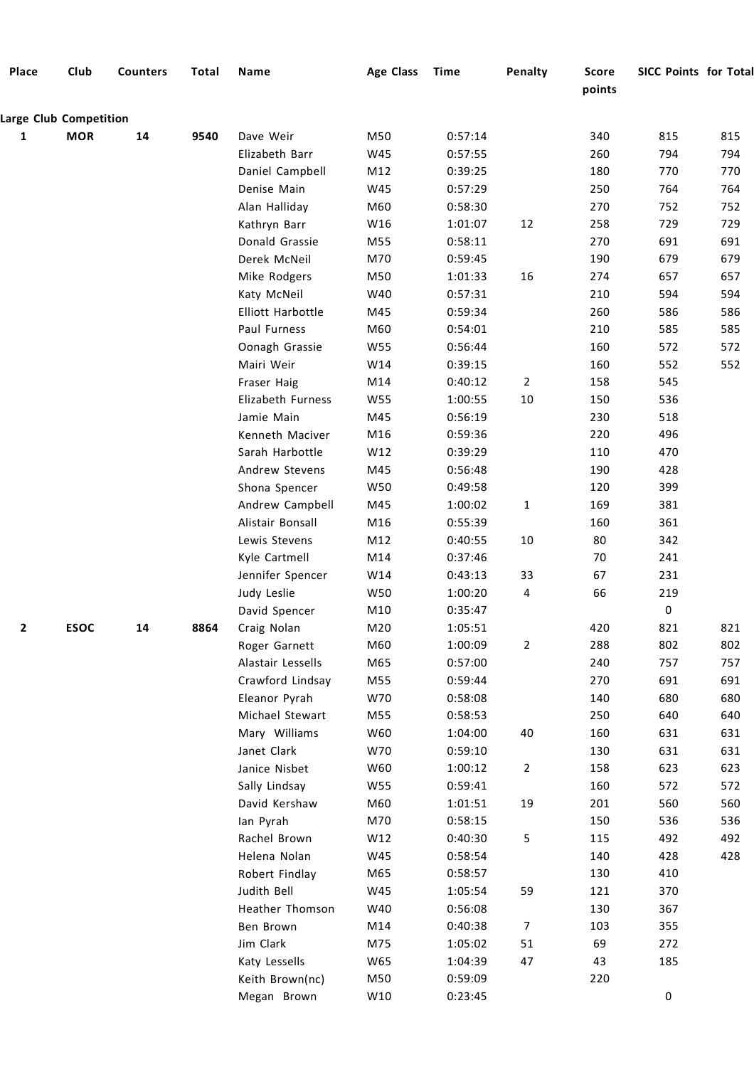| Place | Club | Counters | Total | Name | Age Class | Time | Penalty | Score points | SICC Points | for Total |
|---|---|---|---|---|---|---|---|---|---|---|
| **Large Club Competition** | | | | | | | | | | |
| **1** | **MOR** | **14** | **9540** | Dave Weir | M50 | 0:57:14 | | 340 | 815 | 815 |
| | | | | Elizabeth Barr | W45 | 0:57:55 | | 260 | 794 | 794 |
| | | | | Daniel Campbell | M12 | 0:39:25 | | 180 | 770 | 770 |
| | | | | Denise Main | W45 | 0:57:29 | | 250 | 764 | 764 |
| | | | | Alan Halliday | M60 | 0:58:30 | | 270 | 752 | 752 |
| | | | | Kathryn Barr | W16 | 1:01:07 | 12 | 258 | 729 | 729 |
| | | | | Donald Grassie | M55 | 0:58:11 | | 270 | 691 | 691 |
| | | | | Derek McNeil | M70 | 0:59:45 | | 190 | 679 | 679 |
| | | | | Mike Rodgers | M50 | 1:01:33 | 16 | 274 | 657 | 657 |
| | | | | Katy McNeil | W40 | 0:57:31 | | 210 | 594 | 594 |
| | | | | Elliott Harbottle | M45 | 0:59:34 | | 260 | 586 | 586 |
| | | | | Paul Furness | M60 | 0:54:01 | | 210 | 585 | 585 |
| | | | | Oonagh Grassie | W55 | 0:56:44 | | 160 | 572 | 572 |
| | | | | Mairi Weir | W14 | 0:39:15 | | 160 | 552 | 552 |
| | | | | Fraser Haig | M14 | 0:40:12 | 2 | 158 | 545 | |
| | | | | Elizabeth Furness | W55 | 1:00:55 | 10 | 150 | 536 | |
| | | | | Jamie Main | M45 | 0:56:19 | | 230 | 518 | |
| | | | | Kenneth Maciver | M16 | 0:59:36 | | 220 | 496 | |
| | | | | Sarah Harbottle | W12 | 0:39:29 | | 110 | 470 | |
| | | | | Andrew Stevens | M45 | 0:56:48 | | 190 | 428 | |
| | | | | Shona Spencer | W50 | 0:49:58 | | 120 | 399 | |
| | | | | Andrew Campbell | M45 | 1:00:02 | 1 | 169 | 381 | |
| | | | | Alistair Bonsall | M16 | 0:55:39 | | 160 | 361 | |
| | | | | Lewis Stevens | M12 | 0:40:55 | 10 | 80 | 342 | |
| | | | | Kyle Cartmell | M14 | 0:37:46 | | 70 | 241 | |
| | | | | Jennifer Spencer | W14 | 0:43:13 | 33 | 67 | 231 | |
| | | | | Judy Leslie | W50 | 1:00:20 | 4 | 66 | 219 | |
| | | | | David Spencer | M10 | 0:35:47 | | | 0 | |
| **2** | **ESOC** | **14** | **8864** | Craig Nolan | M20 | 1:05:51 | | 420 | 821 | 821 |
| | | | | Roger Garnett | M60 | 1:00:09 | 2 | 288 | 802 | 802 |
| | | | | Alastair Lessells | M65 | 0:57:00 | | 240 | 757 | 757 |
| | | | | Crawford Lindsay | M55 | 0:59:44 | | 270 | 691 | 691 |
| | | | | Eleanor Pyrah | W70 | 0:58:08 | | 140 | 680 | 680 |
| | | | | Michael Stewart | M55 | 0:58:53 | | 250 | 640 | 640 |
| | | | | Mary Williams | W60 | 1:04:00 | 40 | 160 | 631 | 631 |
| | | | | Janet Clark | W70 | 0:59:10 | | 130 | 631 | 631 |
| | | | | Janice Nisbet | W60 | 1:00:12 | 2 | 158 | 623 | 623 |
| | | | | Sally Lindsay | W55 | 0:59:41 | | 160 | 572 | 572 |
| | | | | David Kershaw | M60 | 1:01:51 | 19 | 201 | 560 | 560 |
| | | | | Ian Pyrah | M70 | 0:58:15 | | 150 | 536 | 536 |
| | | | | Rachel Brown | W12 | 0:40:30 | 5 | 115 | 492 | 492 |
| | | | | Helena Nolan | W45 | 0:58:54 | | 140 | 428 | 428 |
| | | | | Robert Findlay | M65 | 0:58:57 | | 130 | 410 | |
| | | | | Judith Bell | W45 | 1:05:54 | 59 | 121 | 370 | |
| | | | | Heather Thomson | W40 | 0:56:08 | | 130 | 367 | |
| | | | | Ben Brown | M14 | 0:40:38 | 7 | 103 | 355 | |
| | | | | Jim Clark | M75 | 1:05:02 | 51 | 69 | 272 | |
| | | | | Katy Lessells | W65 | 1:04:39 | 47 | 43 | 185 | |
| | | | | Keith Brown(nc) | M50 | 0:59:09 | | 220 | | |
| | | | | Megan Brown | W10 | 0:23:45 | | | 0 | |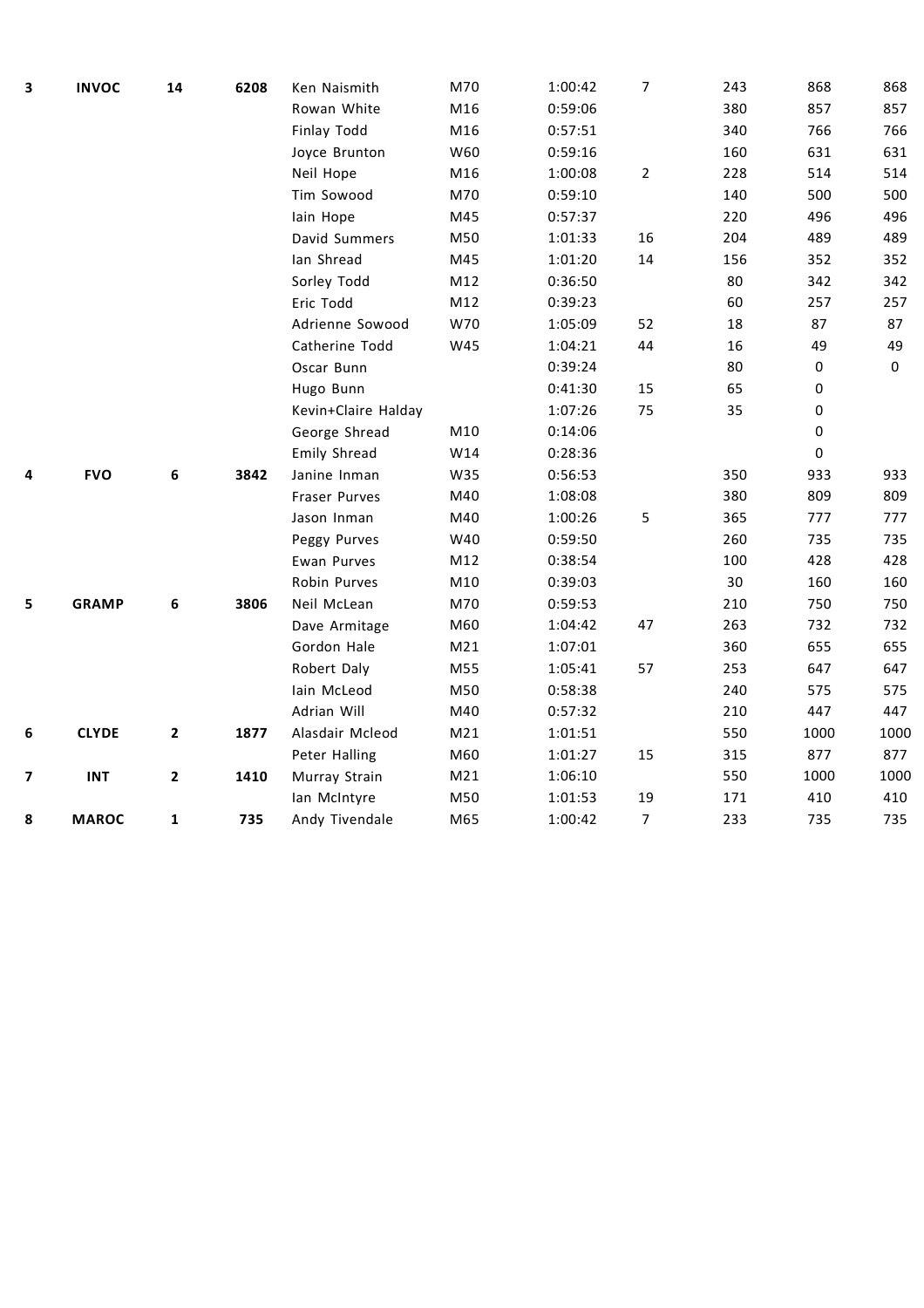| | | | | | | | | | | |
|---|---|---|---|---|---|---|---|---|---|---|
| **3** | **INVOC** | **14** | **6208** | Ken Naismith | M70 | 1:00:42 | 7 | 243 | 868 | 868 |
| | | | | Rowan White | M16 | 0:59:06 | | 380 | 857 | 857 |
| | | | | Finlay Todd | M16 | 0:57:51 | | 340 | 766 | 766 |
| | | | | Joyce Brunton | W60 | 0:59:16 | | 160 | 631 | 631 |
| | | | | Neil Hope | M16 | 1:00:08 | 2 | 228 | 514 | 514 |
| | | | | Tim Sowood | M70 | 0:59:10 | | 140 | 500 | 500 |
| | | | | Iain Hope | M45 | 0:57:37 | | 220 | 496 | 496 |
| | | | | David Summers | M50 | 1:01:33 | 16 | 204 | 489 | 489 |
| | | | | Ian Shread | M45 | 1:01:20 | 14 | 156 | 352 | 352 |
| | | | | Sorley Todd | M12 | 0:36:50 | | 80 | 342 | 342 |
| | | | | Eric Todd | M12 | 0:39:23 | | 60 | 257 | 257 |
| | | | | Adrienne Sowood | W70 | 1:05:09 | 52 | 18 | 87 | 87 |
| | | | | Catherine Todd | W45 | 1:04:21 | 44 | 16 | 49 | 49 |
| | | | | Oscar Bunn | | 0:39:24 | | 80 | 0 | 0 |
| | | | | Hugo Bunn | | 0:41:30 | 15 | 65 | 0 | |
| | | | | Kevin+Claire Halday | | 1:07:26 | 75 | 35 | 0 | |
| | | | | George Shread | M10 | 0:14:06 | | | 0 | |
| | | | | Emily Shread | W14 | 0:28:36 | | | 0 | |
| **4** | **FVO** | **6** | **3842** | Janine Inman | W35 | 0:56:53 | | 350 | 933 | 933 |
| | | | | Fraser Purves | M40 | 1:08:08 | | 380 | 809 | 809 |
| | | | | Jason Inman | M40 | 1:00:26 | 5 | 365 | 777 | 777 |
| | | | | Peggy Purves | W40 | 0:59:50 | | 260 | 735 | 735 |
| | | | | Ewan Purves | M12 | 0:38:54 | | 100 | 428 | 428 |
| | | | | Robin Purves | M10 | 0:39:03 | | 30 | 160 | 160 |
| **5** | **GRAMP** | **6** | **3806** | Neil McLean | M70 | 0:59:53 | | 210 | 750 | 750 |
| | | | | Dave Armitage | M60 | 1:04:42 | 47 | 263 | 732 | 732 |
| | | | | Gordon Hale | M21 | 1:07:01 | | 360 | 655 | 655 |
| | | | | Robert Daly | M55 | 1:05:41 | 57 | 253 | 647 | 647 |
| | | | | Iain McLeod | M50 | 0:58:38 | | 240 | 575 | 575 |
| | | | | Adrian Will | M40 | 0:57:32 | | 210 | 447 | 447 |
| **6** | **CLYDE** | **2** | **1877** | Alasdair Mcleod | M21 | 1:01:51 | | 550 | 1000 | 1000 |
| | | | | Peter Halling | M60 | 1:01:27 | 15 | 315 | 877 | 877 |
| **7** | **INT** | **2** | **1410** | Murray Strain | M21 | 1:06:10 | | 550 | 1000 | 1000 |
| | | | | Ian McIntyre | M50 | 1:01:53 | 19 | 171 | 410 | 410 |
| **8** | **MAROC** | **1** | **735** | Andy Tivendale | M65 | 1:00:42 | 7 | 233 | 735 | 735 |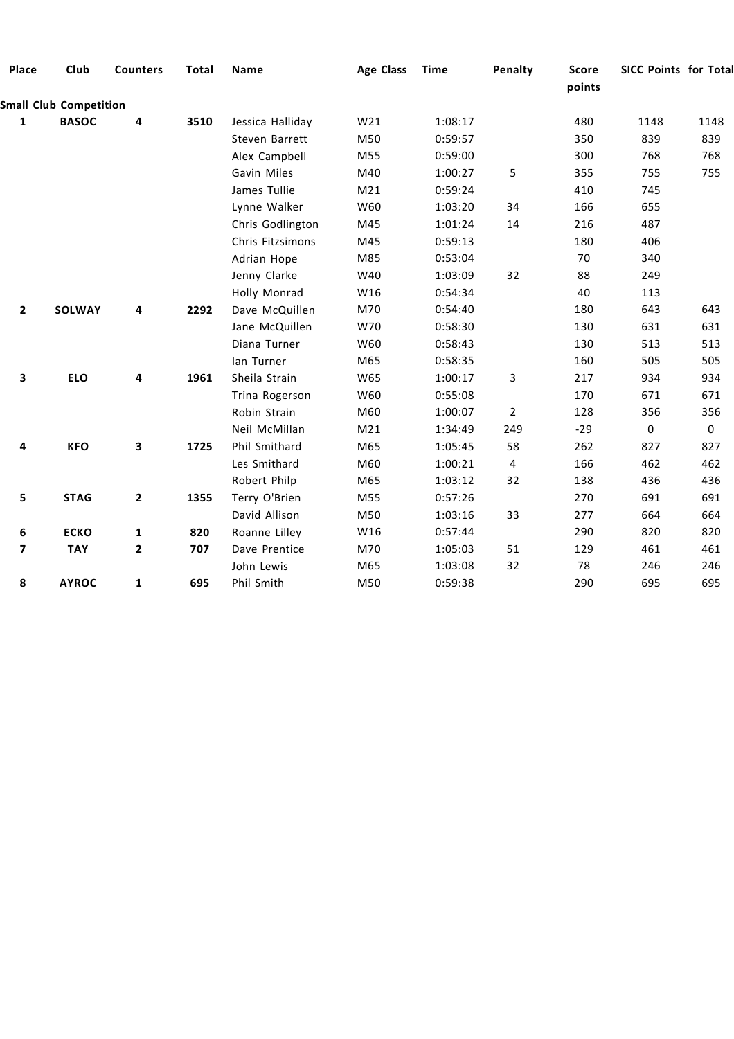| Place | Club | Counters | Total | Name | Age Class | Time | Penalty | Score points | SICC Points | for Total |
|---|---|---|---|---|---|---|---|---|---|---|
| Small Club Competition | | | | | | | | | | |
| 1 | BASOC | 4 | 3510 | Jessica Halliday | W21 | 1:08:17 | | 480 | 1148 | 1148 |
| | | | | Steven Barrett | M50 | 0:59:57 | | 350 | 839 | 839 |
| | | | | Alex Campbell | M55 | 0:59:00 | | 300 | 768 | 768 |
| | | | | Gavin Miles | M40 | 1:00:27 | 5 | 355 | 755 | 755 |
| | | | | James Tullie | M21 | 0:59:24 | | 410 | 745 | |
| | | | | Lynne Walker | W60 | 1:03:20 | 34 | 166 | 655 | |
| | | | | Chris Godlington | M45 | 1:01:24 | 14 | 216 | 487 | |
| | | | | Chris Fitzsimons | M45 | 0:59:13 | | 180 | 406 | |
| | | | | Adrian Hope | M85 | 0:53:04 | | 70 | 340 | |
| | | | | Jenny Clarke | W40 | 1:03:09 | 32 | 88 | 249 | |
| | | | | Holly Monrad | W16 | 0:54:34 | | 40 | 113 | |
| 2 | SOLWAY | 4 | 2292 | Dave McQuillen | M70 | 0:54:40 | | 180 | 643 | 643 |
| | | | | Jane McQuillen | W70 | 0:58:30 | | 130 | 631 | 631 |
| | | | | Diana Turner | W60 | 0:58:43 | | 130 | 513 | 513 |
| | | | | Ian Turner | M65 | 0:58:35 | | 160 | 505 | 505 |
| 3 | ELO | 4 | 1961 | Sheila Strain | W65 | 1:00:17 | 3 | 217 | 934 | 934 |
| | | | | Trina Rogerson | W60 | 0:55:08 | | 170 | 671 | 671 |
| | | | | Robin Strain | M60 | 1:00:07 | 2 | 128 | 356 | 356 |
| | | | | Neil McMillan | M21 | 1:34:49 | 249 | -29 | 0 | 0 |
| 4 | KFO | 3 | 1725 | Phil Smithard | M65 | 1:05:45 | 58 | 262 | 827 | 827 |
| | | | | Les Smithard | M60 | 1:00:21 | 4 | 166 | 462 | 462 |
| | | | | Robert Philp | M65 | 1:03:12 | 32 | 138 | 436 | 436 |
| 5 | STAG | 2 | 1355 | Terry O'Brien | M55 | 0:57:26 | | 270 | 691 | 691 |
| | | | | David Allison | M50 | 1:03:16 | 33 | 277 | 664 | 664 |
| 6 | ECKO | 1 | 820 | Roanne Lilley | W16 | 0:57:44 | | 290 | 820 | 820 |
| 7 | TAY | 2 | 707 | Dave Prentice | M70 | 1:05:03 | 51 | 129 | 461 | 461 |
| | | | | John Lewis | M65 | 1:03:08 | 32 | 78 | 246 | 246 |
| 8 | AYROC | 1 | 695 | Phil Smith | M50 | 0:59:38 | | 290 | 695 | 695 |